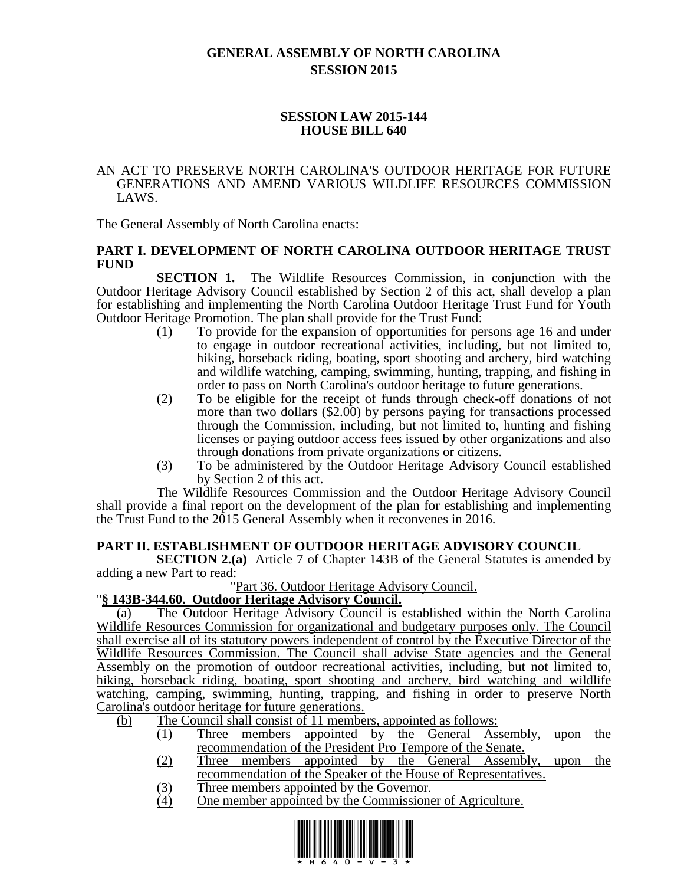# GENERAL ASSEMBLY OF NORTH CAROLINA
## SESSION 2015

### SESSION LAW 2015-144
### HOUSE BILL 640

AN ACT TO PRESERVE NORTH CAROLINA'S OUTDOOR HERITAGE FOR FUTURE GENERATIONS AND AMEND VARIOUS WILDLIFE RESOURCES COMMISSION LAWS.

The General Assembly of North Carolina enacts:

**PART I. DEVELOPMENT OF NORTH CAROLINA OUTDOOR HERITAGE TRUST FUND**

**SECTION 1.** The Wildlife Resources Commission, in conjunction with the Outdoor Heritage Advisory Council established by Section 2 of this act, shall develop a plan for establishing and implementing the North Carolina Outdoor Heritage Trust Fund for Youth Outdoor Heritage Promotion. The plan shall provide for the Trust Fund:

(1) To provide for the expansion of opportunities for persons age 16 and under to engage in outdoor recreational activities, including, but not limited to, hiking, horseback riding, boating, sport shooting and archery, bird watching and wildlife watching, camping, swimming, hunting, trapping, and fishing in order to pass on North Carolina's outdoor heritage to future generations.

(2) To be eligible for the receipt of funds through check-off donations of not more than two dollars ($2.00) by persons paying for transactions processed through the Commission, including, but not limited to, hunting and fishing licenses or paying outdoor access fees issued by other organizations and also through donations from private organizations or citizens.

(3) To be administered by the Outdoor Heritage Advisory Council established by Section 2 of this act.

The Wildlife Resources Commission and the Outdoor Heritage Advisory Council shall provide a final report on the development of the plan for establishing and implementing the Trust Fund to the 2015 General Assembly when it reconvenes in 2016.

**PART II. ESTABLISHMENT OF OUTDOOR HERITAGE ADVISORY COUNCIL**

**SECTION 2.(a)** Article 7 of Chapter 143B of the General Statutes is amended by adding a new Part to read:

"Part 36. Outdoor Heritage Advisory Council.

"**§ 143B-344.60. Outdoor Heritage Advisory Council.**

(a) The Outdoor Heritage Advisory Council is established within the North Carolina Wildlife Resources Commission for organizational and budgetary purposes only. The Council shall exercise all of its statutory powers independent of control by the Executive Director of the Wildlife Resources Commission. The Council shall advise State agencies and the General Assembly on the promotion of outdoor recreational activities, including, but not limited to, hiking, horseback riding, boating, sport shooting and archery, bird watching and wildlife watching, camping, swimming, hunting, trapping, and fishing in order to preserve North Carolina's outdoor heritage for future generations.

(b) The Council shall consist of 11 members, appointed as follows:

(1) Three members appointed by the General Assembly, upon the recommendation of the President Pro Tempore of the Senate.

(2) Three members appointed by the General Assembly, upon the recommendation of the Speaker of the House of Representatives.

(3) Three members appointed by the Governor.

(4) One member appointed by the Commissioner of Agriculture.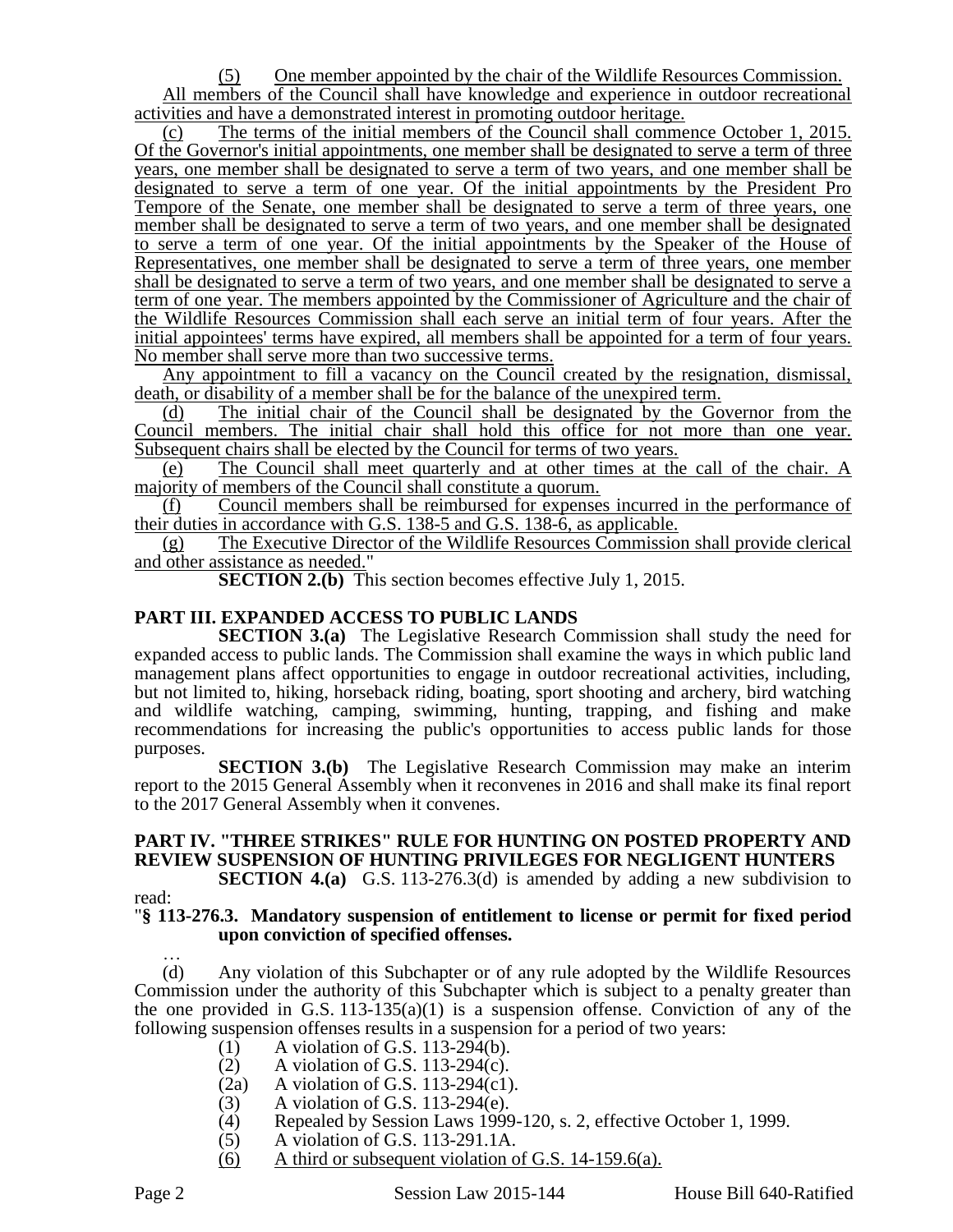(5) One member appointed by the chair of the Wildlife Resources Commission.

All members of the Council shall have knowledge and experience in outdoor recreational activities and have a demonstrated interest in promoting outdoor heritage.

(c) The terms of the initial members of the Council shall commence October 1, 2015. Of the Governor's initial appointments, one member shall be designated to serve a term of three years, one member shall be designated to serve a term of two years, and one member shall be designated to serve a term of one year. Of the initial appointments by the President Pro Tempore of the Senate, one member shall be designated to serve a term of three years, one member shall be designated to serve a term of two years, and one member shall be designated to serve a term of one year. Of the initial appointments by the Speaker of the House of Representatives, one member shall be designated to serve a term of three years, one member shall be designated to serve a term of two years, and one member shall be designated to serve a term of one year. The members appointed by the Commissioner of Agriculture and the chair of the Wildlife Resources Commission shall each serve an initial term of four years. After the initial appointees' terms have expired, all members shall be appointed for a term of four years. No member shall serve more than two successive terms.

Any appointment to fill a vacancy on the Council created by the resignation, dismissal, death, or disability of a member shall be for the balance of the unexpired term.

(d) The initial chair of the Council shall be designated by the Governor from the Council members. The initial chair shall hold this office for not more than one year. Subsequent chairs shall be elected by the Council for terms of two years.

(e) The Council shall meet quarterly and at other times at the call of the chair. A majority of members of the Council shall constitute a quorum.

(f) Council members shall be reimbursed for expenses incurred in the performance of their duties in accordance with G.S. 138-5 and G.S. 138-6, as applicable.

(g) The Executive Director of the Wildlife Resources Commission shall provide clerical and other assistance as needed."

**SECTION 2.(b)** This section becomes effective July 1, 2015.

**PART III. EXPANDED ACCESS TO PUBLIC LANDS**

**SECTION 3.(a)** The Legislative Research Commission shall study the need for expanded access to public lands. The Commission shall examine the ways in which public land management plans affect opportunities to engage in outdoor recreational activities, including, but not limited to, hiking, horseback riding, boating, sport shooting and archery, bird watching and wildlife watching, camping, swimming, hunting, trapping, and fishing and make recommendations for increasing the public's opportunities to access public lands for those purposes.

**SECTION 3.(b)** The Legislative Research Commission may make an interim report to the 2015 General Assembly when it reconvenes in 2016 and shall make its final report to the 2017 General Assembly when it convenes.

**PART IV. "THREE STRIKES" RULE FOR HUNTING ON POSTED PROPERTY AND REVIEW SUSPENSION OF HUNTING PRIVILEGES FOR NEGLIGENT HUNTERS**

**SECTION 4.(a)** G.S. 113-276.3(d) is amended by adding a new subdivision to read:

"**§ 113-276.3. Mandatory suspension of entitlement to license or permit for fixed period upon conviction of specified offenses.**

…

(d) Any violation of this Subchapter or of any rule adopted by the Wildlife Resources Commission under the authority of this Subchapter which is subject to a penalty greater than the one provided in G.S. 113-135(a)(1) is a suspension offense. Conviction of any of the following suspension offenses results in a suspension for a period of two years:

(1) A violation of G.S. 113-294(b).
(2) A violation of G.S. 113-294(c).
(2a) A violation of G.S. 113-294(c1).
(3) A violation of G.S. 113-294(e).
(4) Repealed by Session Laws 1999-120, s. 2, effective October 1, 1999.
(5) A violation of G.S. 113-291.1A.
(6) A third or subsequent violation of G.S. 14-159.6(a).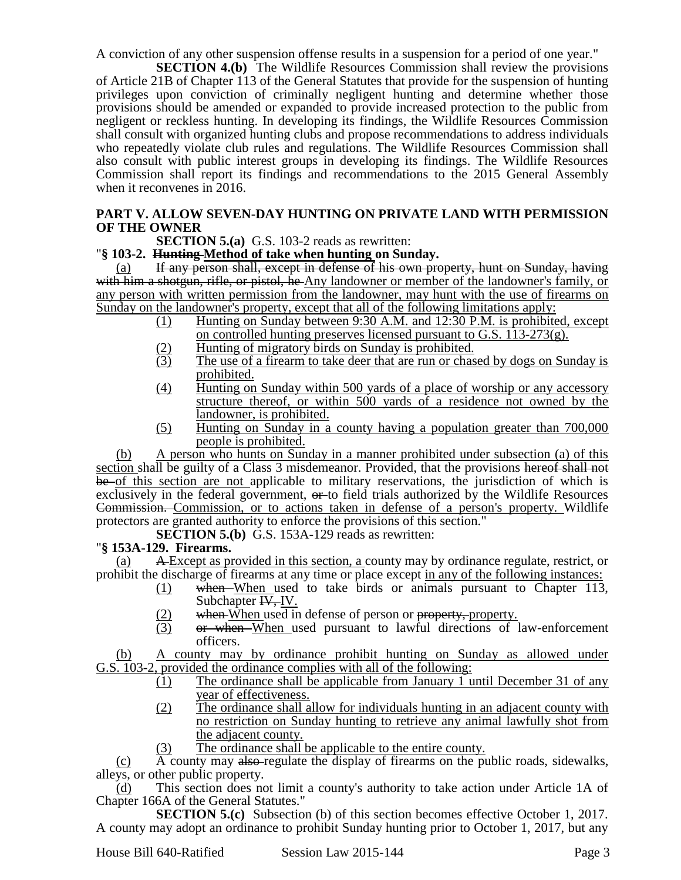A conviction of any other suspension offense results in a suspension for a period of one year."

**SECTION 4.(b)** The Wildlife Resources Commission shall review the provisions of Article 21B of Chapter 113 of the General Statutes that provide for the suspension of hunting privileges upon conviction of criminally negligent hunting and determine whether those provisions should be amended or expanded to provide increased protection to the public from negligent or reckless hunting. In developing its findings, the Wildlife Resources Commission shall consult with organized hunting clubs and propose recommendations to address individuals who repeatedly violate club rules and regulations. The Wildlife Resources Commission shall also consult with public interest groups in developing its findings. The Wildlife Resources Commission shall report its findings and recommendations to the 2015 General Assembly when it reconvenes in 2016.

## PART V. ALLOW SEVEN-DAY HUNTING ON PRIVATE LAND WITH PERMISSION OF THE OWNER

**SECTION 5.(a)** G.S. 103-2 reads as rewritten:

"**§ 103-2. ~~Hunting~~ Method of take when hunting on Sunday.**

(a) ~~If any person shall, except in defense of his own property, hunt on Sunday, having with him a shotgun, rifle, or pistol, he~~ Any landowner or member of the landowner's family, or any person with written permission from the landowner, may hunt with the use of firearms on Sunday on the landowner's property, except that all of the following limitations apply:

(1) Hunting on Sunday between 9:30 A.M. and 12:30 P.M. is prohibited, except on controlled hunting preserves licensed pursuant to G.S. 113-273(g).

(2) Hunting of migratory birds on Sunday is prohibited.

(3) The use of a firearm to take deer that are run or chased by dogs on Sunday is prohibited.

(4) Hunting on Sunday within 500 yards of a place of worship or any accessory structure thereof, or within 500 yards of a residence not owned by the landowner, is prohibited.

(5) Hunting on Sunday in a county having a population greater than 700,000 people is prohibited.

(b) A person who hunts on Sunday in a manner prohibited under subsection (a) of this section shall be guilty of a Class 3 misdemeanor. Provided, that the provisions ~~hereof shall not be~~ of this section are not applicable to military reservations, the jurisdiction of which is exclusively in the federal government, ~~or~~ to field trials authorized by the Wildlife Resources ~~Commission.~~ Commission, or to actions taken in defense of a person's property. Wildlife protectors are granted authority to enforce the provisions of this section."

**SECTION 5.(b)** G.S. 153A-129 reads as rewritten:

"**§ 153A-129. Firearms.**

(a) ~~A~~ Except as provided in this section, a county may by ordinance regulate, restrict, or prohibit the discharge of firearms at any time or place except in any of the following instances:

(1) ~~when~~ When used to take birds or animals pursuant to Chapter 113, Subchapter ~~IV,~~ IV.

(2) ~~when~~ When used in defense of person or ~~property,~~ property.

(3) ~~or when~~ When used pursuant to lawful directions of law-enforcement officers.

(b) A county may by ordinance prohibit hunting on Sunday as allowed under G.S. 103-2, provided the ordinance complies with all of the following:

(1) The ordinance shall be applicable from January 1 until December 31 of any year of effectiveness.

(2) The ordinance shall allow for individuals hunting in an adjacent county with no restriction on Sunday hunting to retrieve any animal lawfully shot from the adjacent county.

(3) The ordinance shall be applicable to the entire county.

(c) A county may ~~also~~ regulate the display of firearms on the public roads, sidewalks, alleys, or other public property.

(d) This section does not limit a county's authority to take action under Article 1A of Chapter 166A of the General Statutes."

**SECTION 5.(c)** Subsection (b) of this section becomes effective October 1, 2017. A county may adopt an ordinance to prohibit Sunday hunting prior to October 1, 2017, but any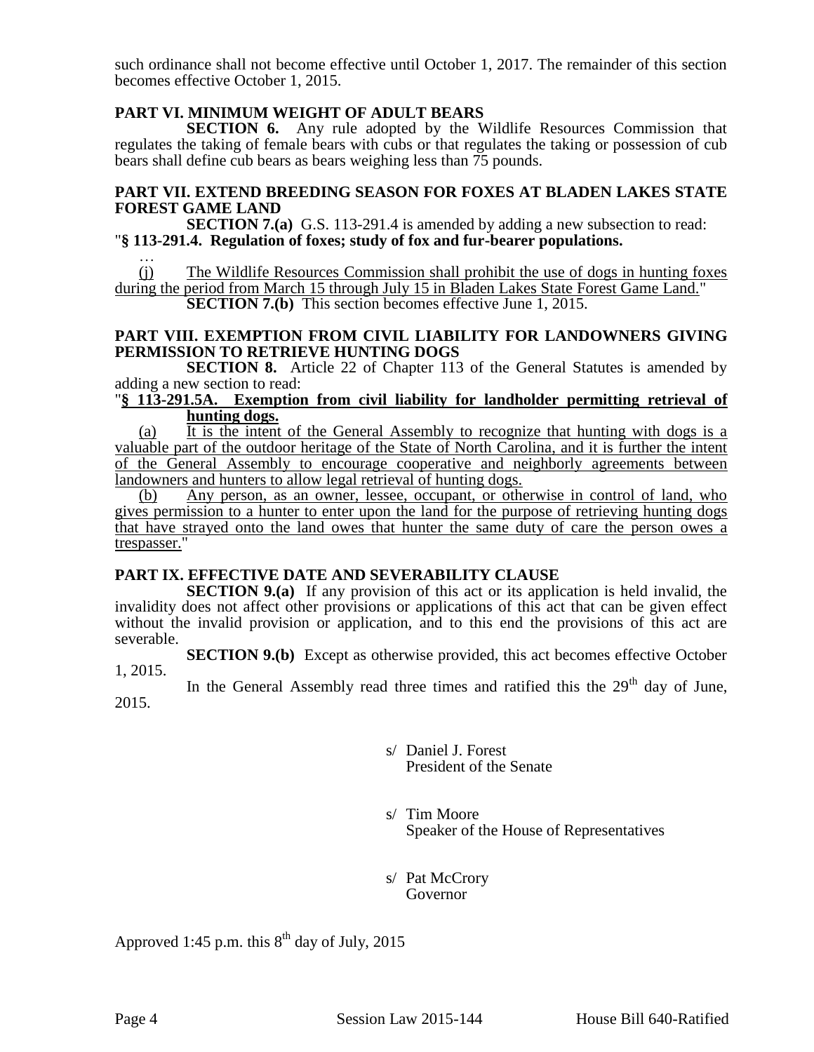such ordinance shall not become effective until October 1, 2017. The remainder of this section becomes effective October 1, 2015.

**PART VI. MINIMUM WEIGHT OF ADULT BEARS**

**SECTION 6.** Any rule adopted by the Wildlife Resources Commission that regulates the taking of female bears with cubs or that regulates the taking or possession of cub bears shall define cub bears as bears weighing less than 75 pounds.

**PART VII. EXTEND BREEDING SEASON FOR FOXES AT BLADEN LAKES STATE FOREST GAME LAND**

**SECTION 7.(a)** G.S. 113-291.4 is amended by adding a new subsection to read:

"**§ 113-291.4. Regulation of foxes; study of fox and fur-bearer populations.**

…

(j) The Wildlife Resources Commission shall prohibit the use of dogs in hunting foxes during the period from March 15 through July 15 in Bladen Lakes State Forest Game Land."

**SECTION 7.(b)** This section becomes effective June 1, 2015.

**PART VIII. EXEMPTION FROM CIVIL LIABILITY FOR LANDOWNERS GIVING PERMISSION TO RETRIEVE HUNTING DOGS**

**SECTION 8.** Article 22 of Chapter 113 of the General Statutes is amended by adding a new section to read:

"**§ 113-291.5A. Exemption from civil liability for landholder permitting retrieval of hunting dogs.**

(a) It is the intent of the General Assembly to recognize that hunting with dogs is a valuable part of the outdoor heritage of the State of North Carolina, and it is further the intent of the General Assembly to encourage cooperative and neighborly agreements between landowners and hunters to allow legal retrieval of hunting dogs.

(b) Any person, as an owner, lessee, occupant, or otherwise in control of land, who gives permission to a hunter to enter upon the land for the purpose of retrieving hunting dogs that have strayed onto the land owes that hunter the same duty of care the person owes a trespasser."

**PART IX. EFFECTIVE DATE AND SEVERABILITY CLAUSE**

**SECTION 9.(a)** If any provision of this act or its application is held invalid, the invalidity does not affect other provisions or applications of this act that can be given effect without the invalid provision or application, and to this end the provisions of this act are severable.

**SECTION 9.(b)** Except as otherwise provided, this act becomes effective October 1, 2015.

In the General Assembly read three times and ratified this the 29th day of June, 2015.

s/ Daniel J. Forest
President of the Senate

s/ Tim Moore
Speaker of the House of Representatives

s/ Pat McCrory
Governor

Approved 1:45 p.m. this 8th day of July, 2015